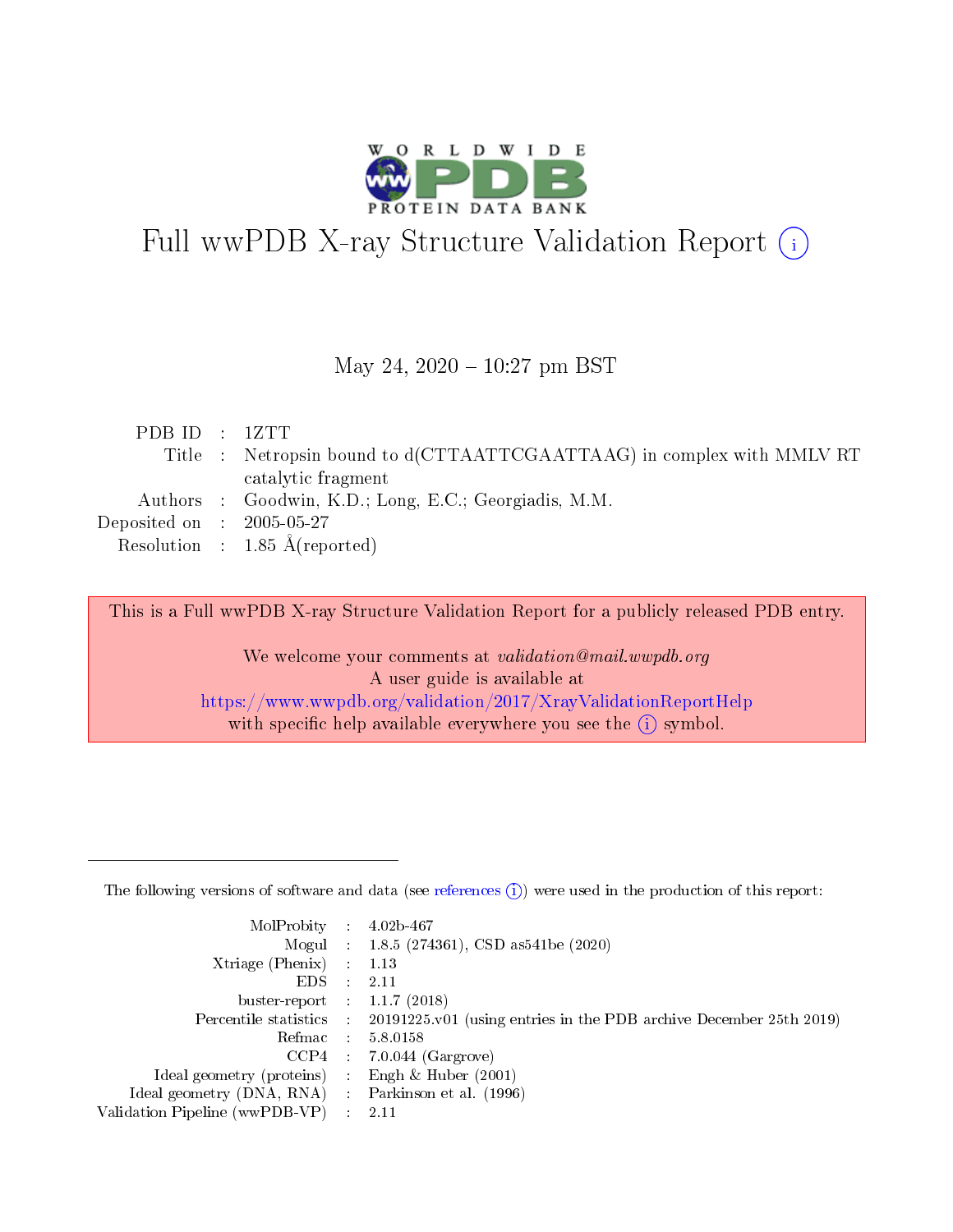# Full wwPDB X-ray Structure Validation Report (i)

May 24, 2020 – 10:27 pm BST

| | | |
|---|---|---|
| PDB ID | : | 1ZTT |
| Title | : | Netropsin bound to d(CTTAATTCGAATTAAG) in complex with MMLV RT catalytic fragment |
| Authors | : | Goodwin, K.D.; Long, E.C.; Georgiadis, M.M. |
| Deposited on | : | 2005-05-27 |
| Resolution | : | 1.85 Å(reported) |

This is a Full wwPDB X-ray Structure Validation Report for a publicly released PDB entry.

We welcome your comments at *validation@mail.wwpdb.org*
A user guide is available at
https://www.wwpdb.org/validation/2017/XrayValidationReportHelp
with specific help available everywhere you see the (i) symbol.

---

The following versions of software and data (see references (i)) were used in the production of this report:

| | | |
|---|---|---|
| MolProbity | : | 4.02b-467 |
| Mogul | : | 1.8.5 (274361), CSD as541be (2020) |
| Xtriage (Phenix) | : | 1.13 |
| EDS | : | 2.11 |
| buster-report | : | 1.1.7 (2018) |
| Percentile statistics | : | 20191225.v01 (using entries in the PDB archive December 25th 2019) |
| Refmac | : | 5.8.0158 |
| CCP4 | : | 7.0.044 (Gargrove) |
| Ideal geometry (proteins) | : | Engh & Huber (2001) |
| Ideal geometry (DNA, RNA) | : | Parkinson et al. (1996) |
| Validation Pipeline (wwPDB-VP) | : | 2.11 |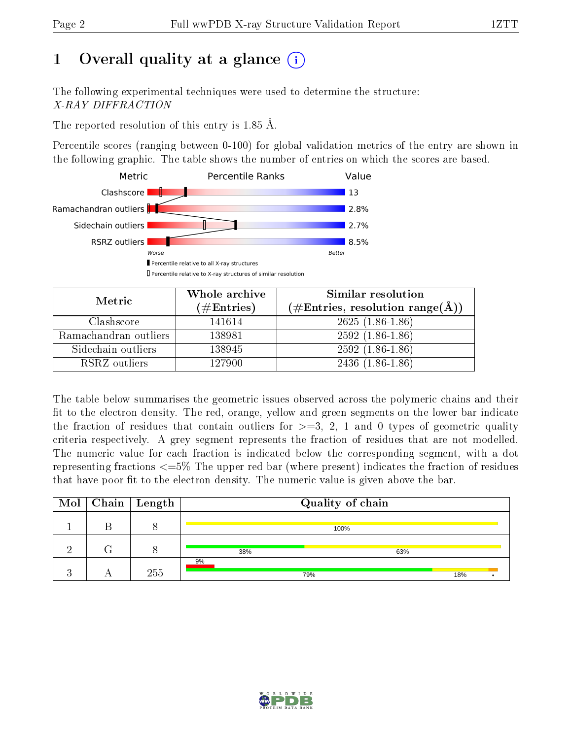# 1 Overall quality at a glance

The following experimental techniques were used to determine the structure:
*X-RAY DIFFRACTION*

The reported resolution of this entry is 1.85 Å.

Percentile scores (ranging between 0-100) for global validation metrics of the entry are shown in the following graphic. The table shows the number of entries on which the scores are based.

| Metric | Value |
|---|---|
| Clashscore | 13 |
| Ramachandran outliers | 2.8% |
| Sidechain outliers | 2.7% |
| RSRZ outliers | 8.5% |

| Metric | Whole archive (#Entries) | Similar resolution (#Entries, resolution range(Å)) |
|---|---|---|
| Clashscore | 141614 | 2625 (1.86-1.86) |
| Ramachandran outliers | 138981 | 2592 (1.86-1.86) |
| Sidechain outliers | 138945 | 2592 (1.86-1.86) |
| RSRZ outliers | 127900 | 2436 (1.86-1.86) |

The table below summarises the geometric issues observed across the polymeric chains and their fit to the electron density. The red, orange, yellow and green segments on the lower bar indicate the fraction of residues that contain outliers for >=3, 2, 1 and 0 types of geometric quality criteria respectively. A grey segment represents the fraction of residues that are not modelled. The numeric value for each fraction is indicated below the corresponding segment, with a dot representing fractions <=5% The upper red bar (where present) indicates the fraction of residues that have poor fit to the electron density. The numeric value is given above the bar.

| Mol | Chain | Length | Quality of chain |
|---|---|---|---|
| 1 | B | 8 | 100% |
| 2 | G | 8 | 38% 63% |
| 3 | A | 255 | 9% / 79% 18% • |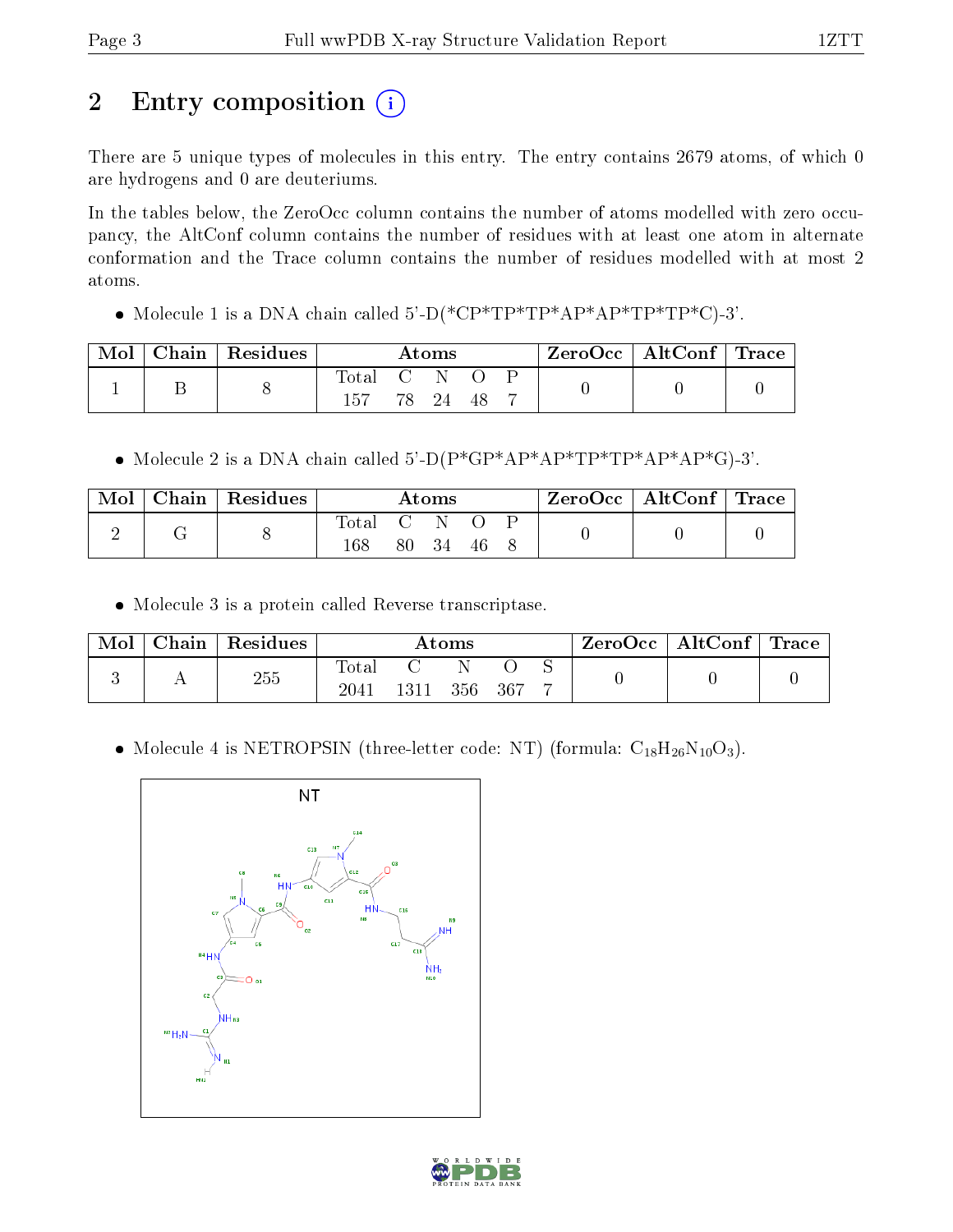## 2 Entry composition

There are 5 unique types of molecules in this entry. The entry contains 2679 atoms, of which 0 are hydrogens and 0 are deuteriums.

In the tables below, the ZeroOcc column contains the number of atoms modelled with zero occupancy, the AltConf column contains the number of residues with at least one atom in alternate conformation and the Trace column contains the number of residues modelled with at most 2 atoms.

- Molecule 1 is a DNA chain called 5'-D(*CP*TP*TP*AP*AP*TP*TP*C)-3'.

| Mol | Chain | Residues | Atoms | | | | | ZeroOcc | AltConf | Trace |
|---|---|---|---|---|---|---|---|---|---|---|
| 1 | B | 8 | Total | C | N | O | P | 0 | 0 | 0 |
| | | | 157 | 78 | 24 | 48 | 7 | | | |

- Molecule 2 is a DNA chain called 5'-D(P*GP*AP*AP*TP*TP*AP*AP*G)-3'.

| Mol | Chain | Residues | Atoms | | | | | ZeroOcc | AltConf | Trace |
|---|---|---|---|---|---|---|---|---|---|---|
| 2 | G | 8 | Total | C | N | O | P | 0 | 0 | 0 |
| | | | 168 | 80 | 34 | 46 | 8 | | | |

- Molecule 3 is a protein called Reverse transcriptase.

| Mol | Chain | Residues | Atoms | | | | | ZeroOcc | AltConf | Trace |
|---|---|---|---|---|---|---|---|---|---|---|
| 3 | A | 255 | Total | C | N | O | S | 0 | 0 | 0 |
| | | | 2041 | 1311 | 356 | 367 | 7 | | | |

- Molecule 4 is NETROPSIN (three-letter code: NT) (formula: $C_{18}H_{26}N_{10}O_{3}$).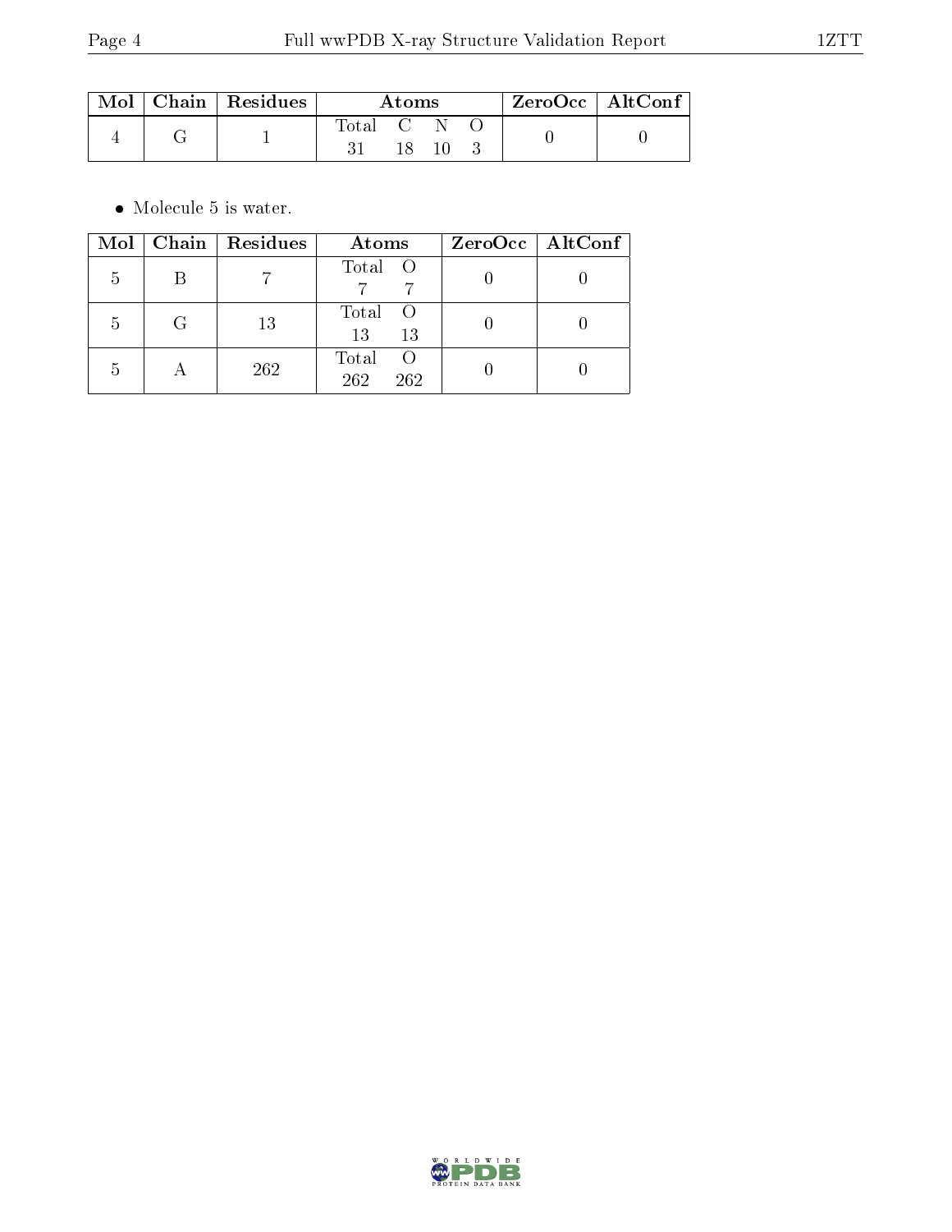| Mol | Chain | Residues | Atoms | | | | ZeroOcc | AltConf |
|---|---|---|---|---|---|---|---|---|
| | | | Total | C | N | O | | |
| 4 | G | 1 | 31 | 18 | 10 | 3 | 0 | 0 |

- Molecule 5 is water.

| Mol | Chain | Residues | Atoms | | ZeroOcc | AltConf |
|---|---|---|---|---|---|---|
| | | | Total | O | | |
| 5 | B | 7 | 7 | 7 | 0 | 0 |
| 5 | G | 13 | 13 | 13 | 0 | 0 |
| 5 | A | 262 | 262 | 262 | 0 | 0 |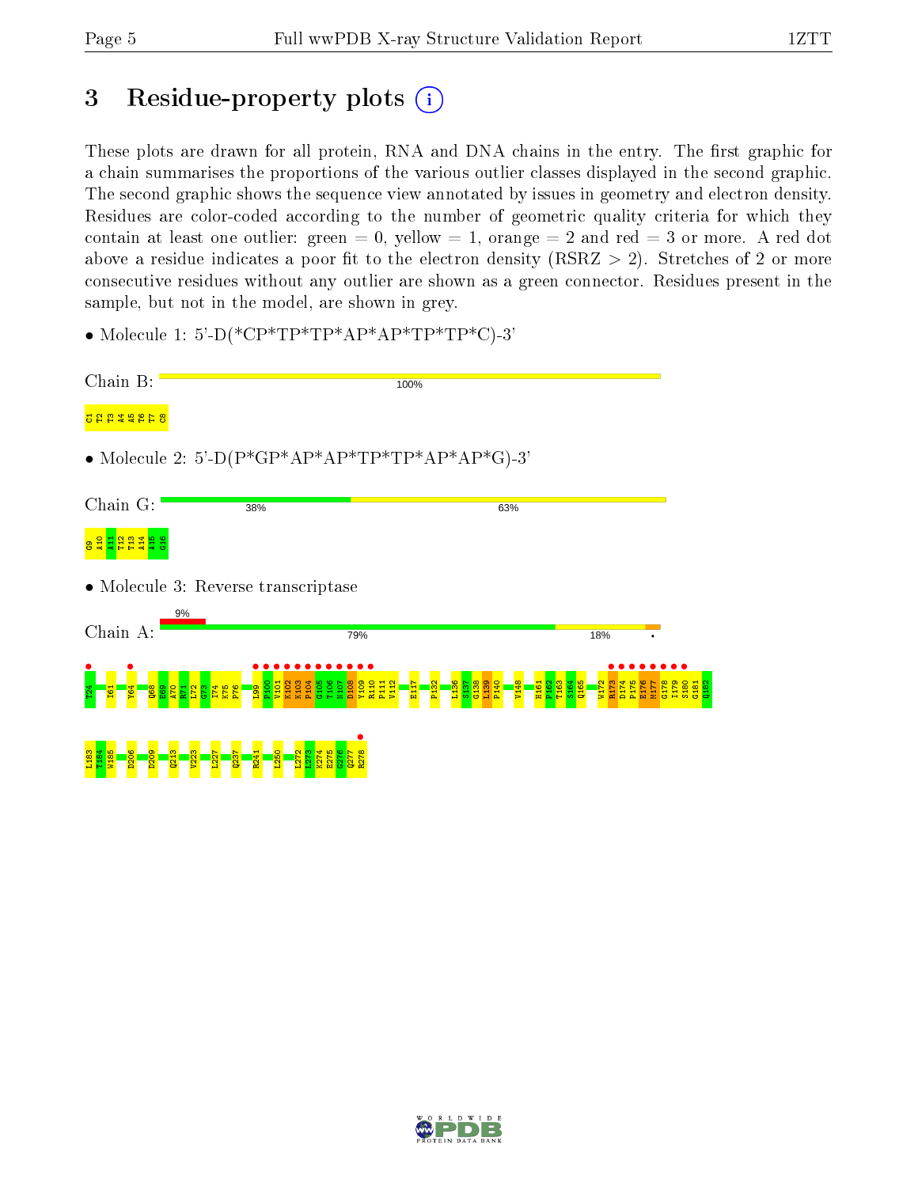# 3 Residue-property plots

These plots are drawn for all protein, RNA and DNA chains in the entry. The first graphic for a chain summarises the proportions of the various outlier classes displayed in the second graphic. The second graphic shows the sequence view annotated by issues in geometry and electron density. Residues are color-coded according to the number of geometric quality criteria for which they contain at least one outlier: green = 0, yellow = 1, orange = 2 and red = 3 or more. A red dot above a residue indicates a poor fit to the electron density (RSRZ > 2). Stretches of 2 or more consecutive residues without any outlier are shown as a green connector. Residues present in the sample, but not in the model, are shown in grey.

- Molecule 1: 5'-D(*CP*TP*TP*AP*AP*TP*TP*C)-3'

Chain B: 100%

C1 T2 T3 A4 A5 T6 T7 C8

- Molecule 2: 5'-D(P*GP*AP*AP*TP*TP*AP*AP*G)-3'

Chain G: 38% 63%

G9 A10 A11 T12 T13 A14 A15 G16

- Molecule 3: Reverse transcriptase

Chain A: 9% 79% 18%

T24 I61 Y64 Q68 E69 A70 R71 L72 G73 I74 K75 P76 L99 P100 V101 K102 K103 P104 G105 T106 N107 D108 Y109 R110 P111 V112 E117 P132 L136 S137 G138 L139 P140 V148 H161 F162 T163 S164 Q165 W172 R173 D174 P175 E176 H177 G178 I179 S180 G181 Q182 L183 T184 W185 D206 D209 Q213 V223 L227 Q237 R241 L250 L272 L273 K274 E275 G276 Q277 R278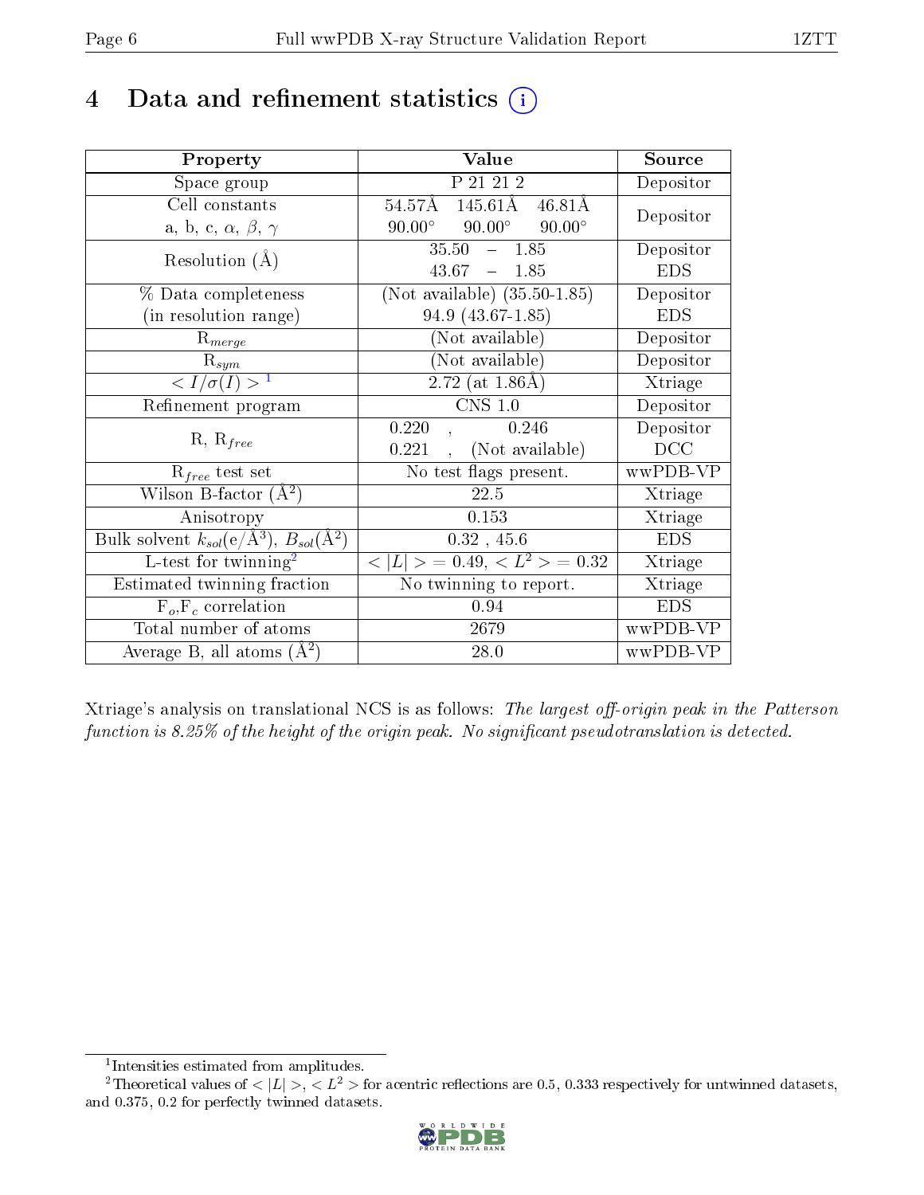# 4 Data and refinement statistics

| Property | Value | Source |
|---|---|---|
| Space group | P 21 21 2 | Depositor |
| Cell constants<br>a, b, c, $\alpha$, $\beta$, $\gamma$ | 54.57Å 145.61Å 46.81Å<br>90.00° 90.00° 90.00° | Depositor |
| Resolution (Å) | 35.50 – 1.85<br>43.67 – 1.85 | Depositor<br>EDS |
| % Data completeness<br>(in resolution range) | (Not available) (35.50-1.85)<br>94.9 (43.67-1.85) | Depositor<br>EDS |
| $R_{merge}$ | (Not available) | Depositor |
| $R_{sym}$ | (Not available) | Depositor |
| $< I/\sigma(I) >$ [1] | 2.72 (at 1.86Å) | Xtriage |
| Refinement program | CNS 1.0 | Depositor |
| R, $R_{free}$ | 0.220 , 0.246<br>0.221 , (Not available) | Depositor<br>DCC |
| $R_{free}$ test set | No test flags present. | wwPDB-VP |
| Wilson B-factor (Å$^2$) | 22.5 | Xtriage |
| Anisotropy | 0.153 | Xtriage |
| Bulk solvent $k_{sol}$(e/Å$^3$), $B_{sol}$(Å$^2$) | 0.32 , 45.6 | EDS |
| L-test for twinning[2] | $< \|L\| >$ = 0.49, $< L^2 >$ = 0.32 | Xtriage |
| Estimated twinning fraction | No twinning to report. | Xtriage |
| $F_o$,$F_c$ correlation | 0.94 | EDS |
| Total number of atoms | 2679 | wwPDB-VP |
| Average B, all atoms (Å$^2$) | 28.0 | wwPDB-VP |

Xtriage's analysis on translational NCS is as follows: *The largest off-origin peak in the Patterson function is 8.25% of the height of the origin peak. No significant pseudotranslation is detected.*

[1] Intensities estimated from amplitudes.

[2] Theoretical values of $< |L| >$, $< L^2 >$ for acentric reflections are 0.5, 0.333 respectively for untwinned datasets, and 0.375, 0.2 for perfectly twinned datasets.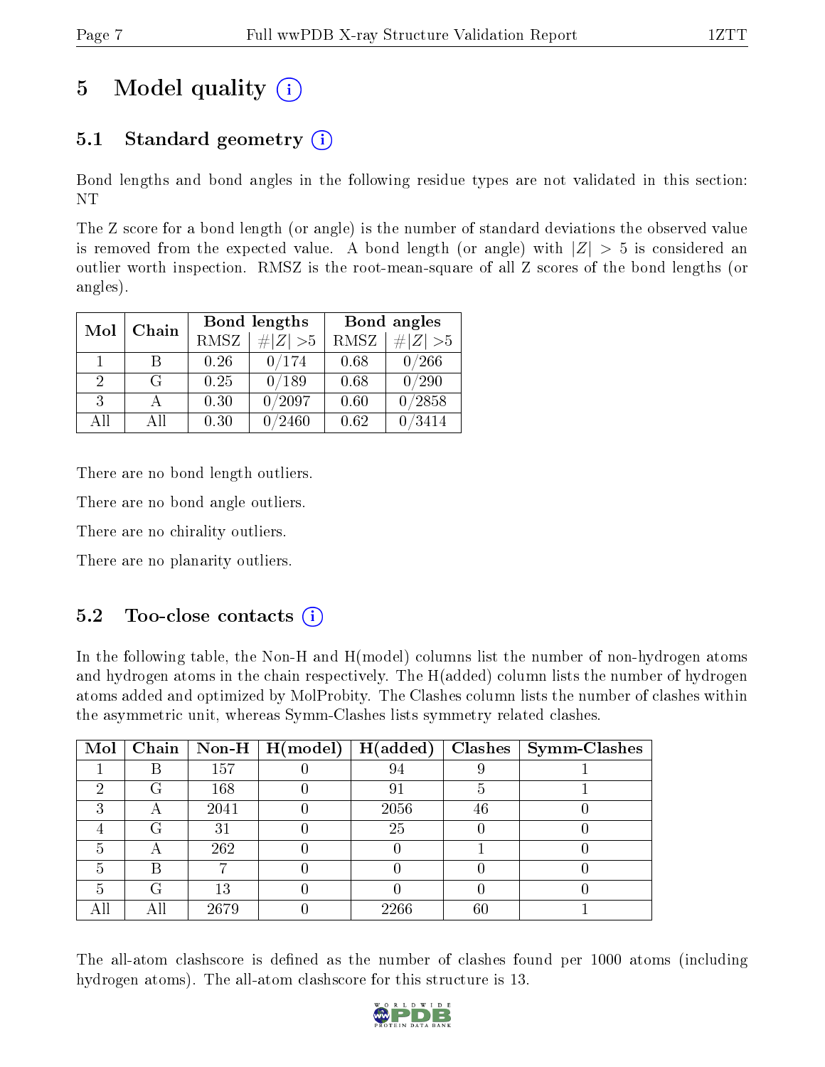# 5 Model quality

## 5.1 Standard geometry

Bond lengths and bond angles in the following residue types are not validated in this section: NT

The Z score for a bond length (or angle) is the number of standard deviations the observed value is removed from the expected value. A bond length (or angle) with $|Z| > 5$ is considered an outlier worth inspection. RMSZ is the root-mean-square of all Z scores of the bond lengths (or angles).

| Mol | Chain | Bond lengths | | Bond angles | |
|---|---|---|---|---|---|
| | | RMSZ | #$\|Z\|$ >5 | RMSZ | #$\|Z\|$ >5 |
| 1 | B | 0.26 | 0/174 | 0.68 | 0/266 |
| 2 | G | 0.25 | 0/189 | 0.68 | 0/290 |
| 3 | A | 0.30 | 0/2097 | 0.60 | 0/2858 |
| All | All | 0.30 | 0/2460 | 0.62 | 0/3414 |

There are no bond length outliers.

There are no bond angle outliers.

There are no chirality outliers.

There are no planarity outliers.

## 5.2 Too-close contacts

In the following table, the Non-H and H(model) columns list the number of non-hydrogen atoms and hydrogen atoms in the chain respectively. The H(added) column lists the number of hydrogen atoms added and optimized by MolProbity. The Clashes column lists the number of clashes within the asymmetric unit, whereas Symm-Clashes lists symmetry related clashes.

| Mol | Chain | Non-H | H(model) | H(added) | Clashes | Symm-Clashes |
|---|---|---|---|---|---|---|
| 1 | B | 157 | 0 | 94 | 9 | 1 |
| 2 | G | 168 | 0 | 91 | 5 | 1 |
| 3 | A | 2041 | 0 | 2056 | 46 | 0 |
| 4 | G | 31 | 0 | 25 | 0 | 0 |
| 5 | A | 262 | 0 | 0 | 1 | 0 |
| 5 | B | 7 | 0 | 0 | 0 | 0 |
| 5 | G | 13 | 0 | 0 | 0 | 0 |
| All | All | 2679 | 0 | 2266 | 60 | 1 |

The all-atom clashscore is defined as the number of clashes found per 1000 atoms (including hydrogen atoms). The all-atom clashscore for this structure is 13.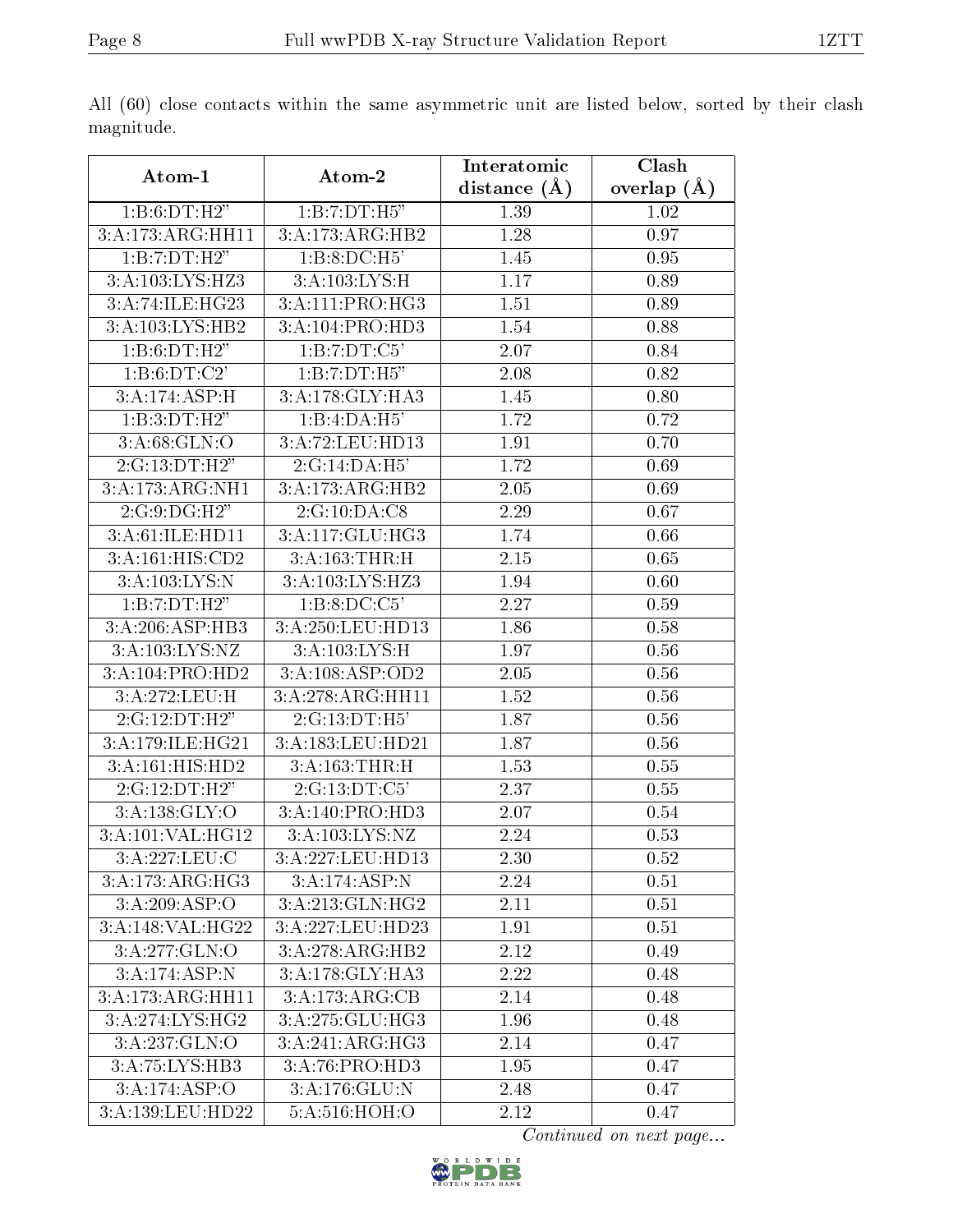All (60) close contacts within the same asymmetric unit are listed below, sorted by their clash magnitude.

| Atom-1 | Atom-2 | Interatomic distance (Å) | Clash overlap (Å) |
|---|---|---|---|
| 1:B:6:DT:H2" | 1:B:7:DT:H5" | 1.39 | 1.02 |
| 3:A:173:ARG:HH11 | 3:A:173:ARG:HB2 | 1.28 | 0.97 |
| 1:B:7:DT:H2" | 1:B:8:DC:H5' | 1.45 | 0.95 |
| 3:A:103:LYS:HZ3 | 3:A:103:LYS:H | 1.17 | 0.89 |
| 3:A:74:ILE:HG23 | 3:A:111:PRO:HG3 | 1.51 | 0.89 |
| 3:A:103:LYS:HB2 | 3:A:104:PRO:HD3 | 1.54 | 0.88 |
| 1:B:6:DT:H2" | 1:B:7:DT:C5' | 2.07 | 0.84 |
| 1:B:6:DT:C2' | 1:B:7:DT:H5" | 2.08 | 0.82 |
| 3:A:174:ASP:H | 3:A:178:GLY:HA3 | 1.45 | 0.80 |
| 1:B:3:DT:H2" | 1:B:4:DA:H5' | 1.72 | 0.72 |
| 3:A:68:GLN:O | 3:A:72:LEU:HD13 | 1.91 | 0.70 |
| 2:G:13:DT:H2" | 2:G:14:DA:H5' | 1.72 | 0.69 |
| 3:A:173:ARG:NH1 | 3:A:173:ARG:HB2 | 2.05 | 0.69 |
| 2:G:9:DG:H2" | 2:G:10:DA:C8 | 2.29 | 0.67 |
| 3:A:61:ILE:HD11 | 3:A:117:GLU:HG3 | 1.74 | 0.66 |
| 3:A:161:HIS:CD2 | 3:A:163:THR:H | 2.15 | 0.65 |
| 3:A:103:LYS:N | 3:A:103:LYS:HZ3 | 1.94 | 0.60 |
| 1:B:7:DT:H2" | 1:B:8:DC:C5' | 2.27 | 0.59 |
| 3:A:206:ASP:HB3 | 3:A:250:LEU:HD13 | 1.86 | 0.58 |
| 3:A:103:LYS:NZ | 3:A:103:LYS:H | 1.97 | 0.56 |
| 3:A:104:PRO:HD2 | 3:A:108:ASP:OD2 | 2.05 | 0.56 |
| 3:A:272:LEU:H | 3:A:278:ARG:HH11 | 1.52 | 0.56 |
| 2:G:12:DT:H2" | 2:G:13:DT:H5' | 1.87 | 0.56 |
| 3:A:179:ILE:HG21 | 3:A:183:LEU:HD21 | 1.87 | 0.56 |
| 3:A:161:HIS:HD2 | 3:A:163:THR:H | 1.53 | 0.55 |
| 2:G:12:DT:H2" | 2:G:13:DT:C5' | 2.37 | 0.55 |
| 3:A:138:GLY:O | 3:A:140:PRO:HD3 | 2.07 | 0.54 |
| 3:A:101:VAL:HG12 | 3:A:103:LYS:NZ | 2.24 | 0.53 |
| 3:A:227:LEU:C | 3:A:227:LEU:HD13 | 2.30 | 0.52 |
| 3:A:173:ARG:HG3 | 3:A:174:ASP:N | 2.24 | 0.51 |
| 3:A:209:ASP:O | 3:A:213:GLN:HG2 | 2.11 | 0.51 |
| 3:A:148:VAL:HG22 | 3:A:227:LEU:HD23 | 1.91 | 0.51 |
| 3:A:277:GLN:O | 3:A:278:ARG:HB2 | 2.12 | 0.49 |
| 3:A:174:ASP:N | 3:A:178:GLY:HA3 | 2.22 | 0.48 |
| 3:A:173:ARG:HH11 | 3:A:173:ARG:CB | 2.14 | 0.48 |
| 3:A:274:LYS:HG2 | 3:A:275:GLU:HG3 | 1.96 | 0.48 |
| 3:A:237:GLN:O | 3:A:241:ARG:HG3 | 2.14 | 0.47 |
| 3:A:75:LYS:HB3 | 3:A:76:PRO:HD3 | 1.95 | 0.47 |
| 3:A:174:ASP:O | 3:A:176:GLU:N | 2.48 | 0.47 |
| 3:A:139:LEU:HD22 | 5:A:516:HOH:O | 2.12 | 0.47 |

*Continued on next page...*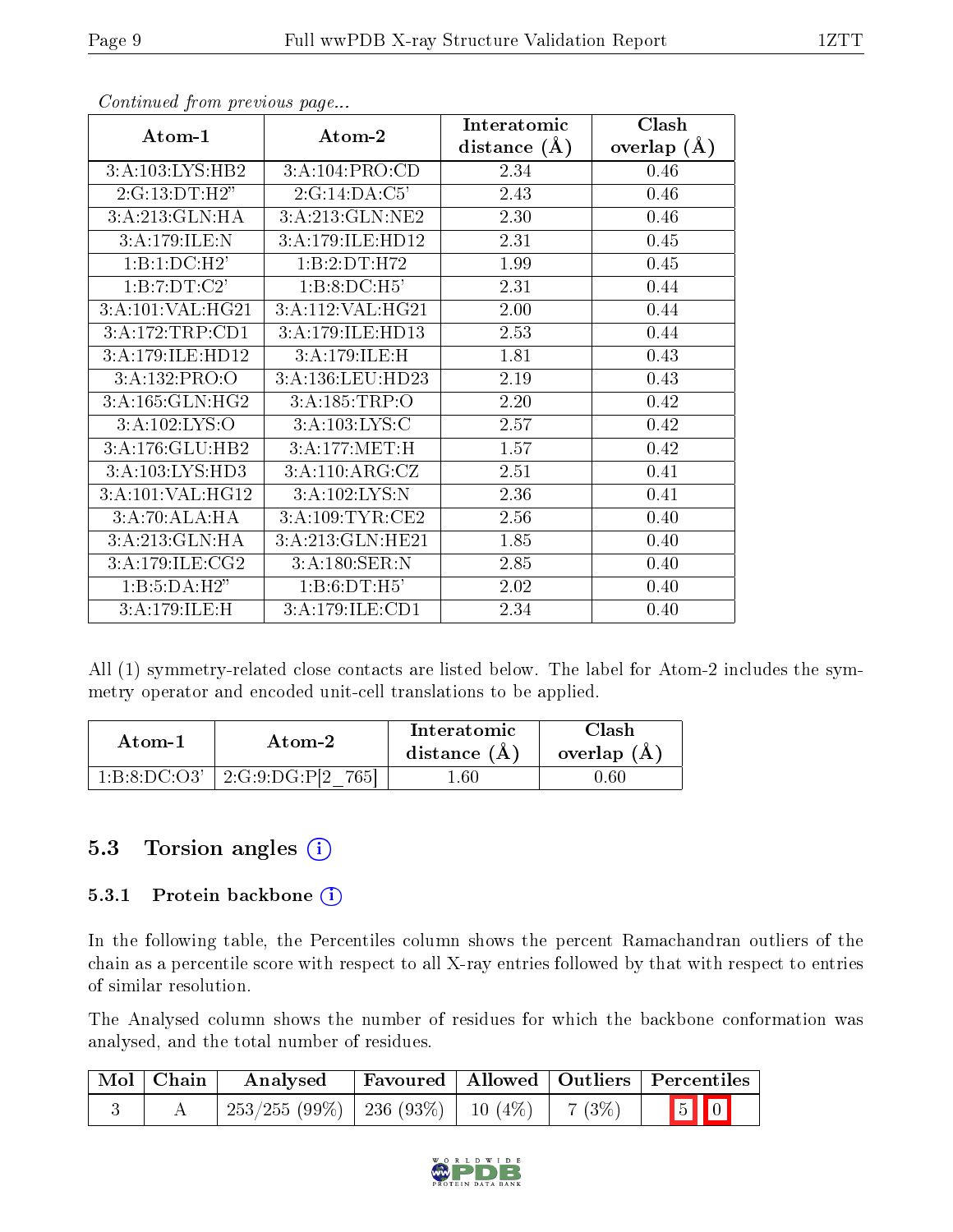*Continued from previous page...*

| Atom-1 | Atom-2 | Interatomic distance (Å) | Clash overlap (Å) |
|---|---|---|---|
| 3:A:103:LYS:HB2 | 3:A:104:PRO:CD | 2.34 | 0.46 |
| 2:G:13:DT:H2" | 2:G:14:DA:C5' | 2.43 | 0.46 |
| 3:A:213:GLN:HA | 3:A:213:GLN:NE2 | 2.30 | 0.46 |
| 3:A:179:ILE:N | 3:A:179:ILE:HD12 | 2.31 | 0.45 |
| 1:B:1:DC:H2' | 1:B:2:DT:H72 | 1.99 | 0.45 |
| 1:B:7:DT:C2' | 1:B:8:DC:H5' | 2.31 | 0.44 |
| 3:A:101:VAL:HG21 | 3:A:112:VAL:HG21 | 2.00 | 0.44 |
| 3:A:172:TRP:CD1 | 3:A:179:ILE:HD13 | 2.53 | 0.44 |
| 3:A:179:ILE:HD12 | 3:A:179:ILE:H | 1.81 | 0.43 |
| 3:A:132:PRO:O | 3:A:136:LEU:HD23 | 2.19 | 0.43 |
| 3:A:165:GLN:HG2 | 3:A:185:TRP:O | 2.20 | 0.42 |
| 3:A:102:LYS:O | 3:A:103:LYS:C | 2.57 | 0.42 |
| 3:A:176:GLU:HB2 | 3:A:177:MET:H | 1.57 | 0.42 |
| 3:A:103:LYS:HD3 | 3:A:110:ARG:CZ | 2.51 | 0.41 |
| 3:A:101:VAL:HG12 | 3:A:102:LYS:N | 2.36 | 0.41 |
| 3:A:70:ALA:HA | 3:A:109:TYR:CE2 | 2.56 | 0.40 |
| 3:A:213:GLN:HA | 3:A:213:GLN:HE21 | 1.85 | 0.40 |
| 3:A:179:ILE:CG2 | 3:A:180:SER:N | 2.85 | 0.40 |
| 1:B:5:DA:H2" | 1:B:6:DT:H5' | 2.02 | 0.40 |
| 3:A:179:ILE:H | 3:A:179:ILE:CD1 | 2.34 | 0.40 |

All (1) symmetry-related close contacts are listed below. The label for Atom-2 includes the symmetry operator and encoded unit-cell translations to be applied.

| Atom-1 | Atom-2 | Interatomic distance (Å) | Clash overlap (Å) |
|---|---|---|---|
| 1:B:8:DC:O3' | 2:G:9:DG:P[2_765] | 1.60 | 0.60 |

## 5.3 Torsion angles

### 5.3.1 Protein backbone

In the following table, the Percentiles column shows the percent Ramachandran outliers of the chain as a percentile score with respect to all X-ray entries followed by that with respect to entries of similar resolution.

The Analysed column shows the number of residues for which the backbone conformation was analysed, and the total number of residues.

| Mol | Chain | Analysed | Favoured | Allowed | Outliers | Percentiles | |
|---|---|---|---|---|---|---|---|
| 3 | A | 253/255 (99%) | 236 (93%) | 10 (4%) | 7 (3%) | 5 | 0 |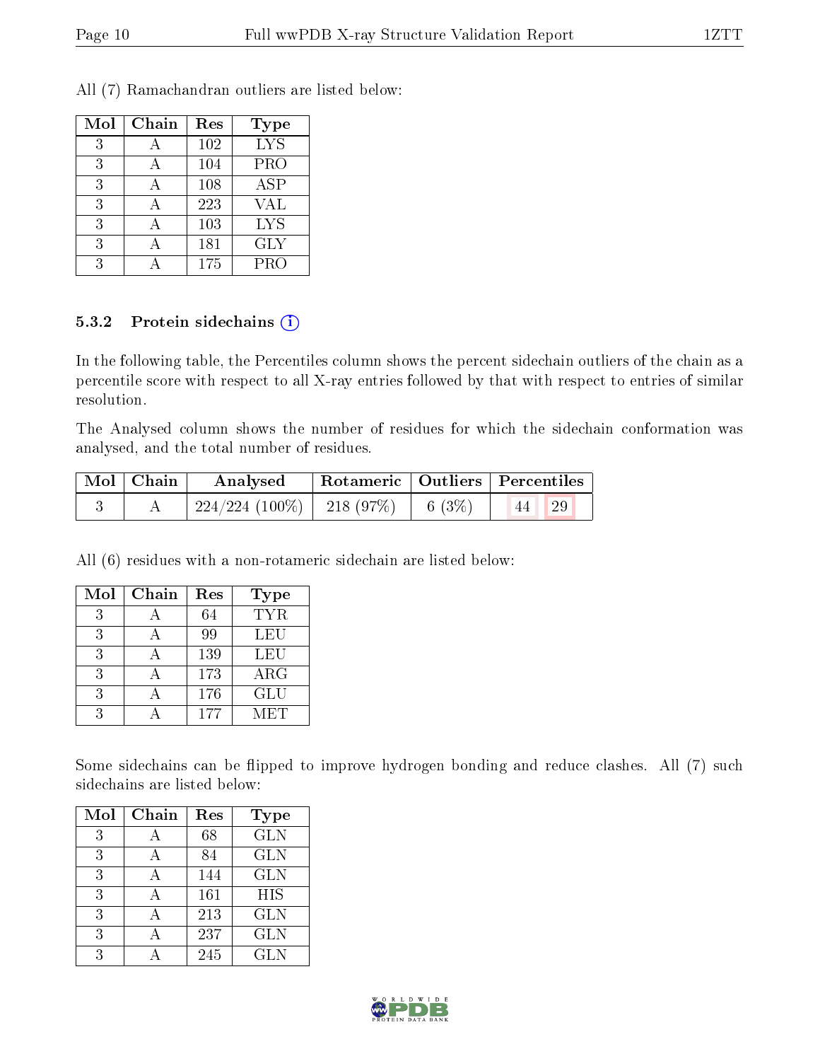All (7) Ramachandran outliers are listed below:

| Mol | Chain | Res | Type |
|---|---|---|---|
| 3 | A | 102 | LYS |
| 3 | A | 104 | PRO |
| 3 | A | 108 | ASP |
| 3 | A | 223 | VAL |
| 3 | A | 103 | LYS |
| 3 | A | 181 | GLY |
| 3 | A | 175 | PRO |

### 5.3.2 Protein sidechains (i)

In the following table, the Percentiles column shows the percent sidechain outliers of the chain as a percentile score with respect to all X-ray entries followed by that with respect to entries of similar resolution.

The Analysed column shows the number of residues for which the sidechain conformation was analysed, and the total number of residues.

| Mol | Chain | Analysed | Rotameric | Outliers | Percentiles |
|---|---|---|---|---|---|
| 3 | A | 224/224 (100%) | 218 (97%) | 6 (3%) | 44 29 |

All (6) residues with a non-rotameric sidechain are listed below:

| Mol | Chain | Res | Type |
|---|---|---|---|
| 3 | A | 64 | TYR |
| 3 | A | 99 | LEU |
| 3 | A | 139 | LEU |
| 3 | A | 173 | ARG |
| 3 | A | 176 | GLU |
| 3 | A | 177 | MET |

Some sidechains can be flipped to improve hydrogen bonding and reduce clashes. All (7) such sidechains are listed below:

| Mol | Chain | Res | Type |
|---|---|---|---|
| 3 | A | 68 | GLN |
| 3 | A | 84 | GLN |
| 3 | A | 144 | GLN |
| 3 | A | 161 | HIS |
| 3 | A | 213 | GLN |
| 3 | A | 237 | GLN |
| 3 | A | 245 | GLN |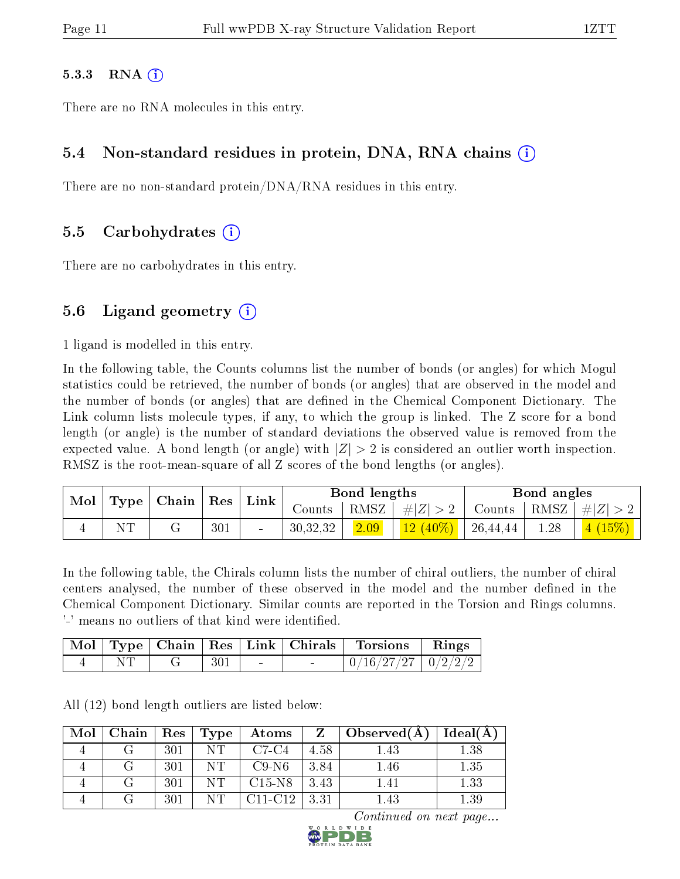### 5.3.3 RNA

There are no RNA molecules in this entry.

## 5.4 Non-standard residues in protein, DNA, RNA chains

There are no non-standard protein/DNA/RNA residues in this entry.

## 5.5 Carbohydrates

There are no carbohydrates in this entry.

## 5.6 Ligand geometry

1 ligand is modelled in this entry.

In the following table, the Counts columns list the number of bonds (or angles) for which Mogul statistics could be retrieved, the number of bonds (or angles) that are observed in the model and the number of bonds (or angles) that are defined in the Chemical Component Dictionary. The Link column lists molecule types, if any, to which the group is linked. The Z score for a bond length (or angle) is the number of standard deviations the observed value is removed from the expected value. A bond length (or angle) with $|Z| > 2$ is considered an outlier worth inspection. RMSZ is the root-mean-square of all Z scores of the bond lengths (or angles).

| Mol | Type | Chain | Res | Link | Bond lengths | | | Bond angles | | |
|---|---|---|---|---|---|---|---|---|---|---|
| | | | | | Counts | RMSZ | $\#\|Z\| > 2$ | Counts | RMSZ | $\#\|Z\| > 2$ |
| 4 | NT | G | 301 | - | 30,32,32 | 2.09 | 12 (40%) | 26,44,44 | 1.28 | 4 (15%) |

In the following table, the Chirals column lists the number of chiral outliers, the number of chiral centers analysed, the number of these observed in the model and the number defined in the Chemical Component Dictionary. Similar counts are reported in the Torsion and Rings columns. '-' means no outliers of that kind were identified.

| Mol | Type | Chain | Res | Link | Chirals | Torsions | Rings |
|---|---|---|---|---|---|---|---|
| 4 | NT | G | 301 | - | - | 0/16/27/27 | 0/2/2/2 |

All (12) bond length outliers are listed below:

| Mol | Chain | Res | Type | Atoms | Z | Observed(Å) | Ideal(Å) |
|---|---|---|---|---|---|---|---|
| 4 | G | 301 | NT | C7-C4 | 4.58 | 1.43 | 1.38 |
| 4 | G | 301 | NT | C9-N6 | 3.84 | 1.46 | 1.35 |
| 4 | G | 301 | NT | C15-N8 | 3.43 | 1.41 | 1.33 |
| 4 | G | 301 | NT | C11-C12 | 3.31 | 1.43 | 1.39 |

*Continued on next page...*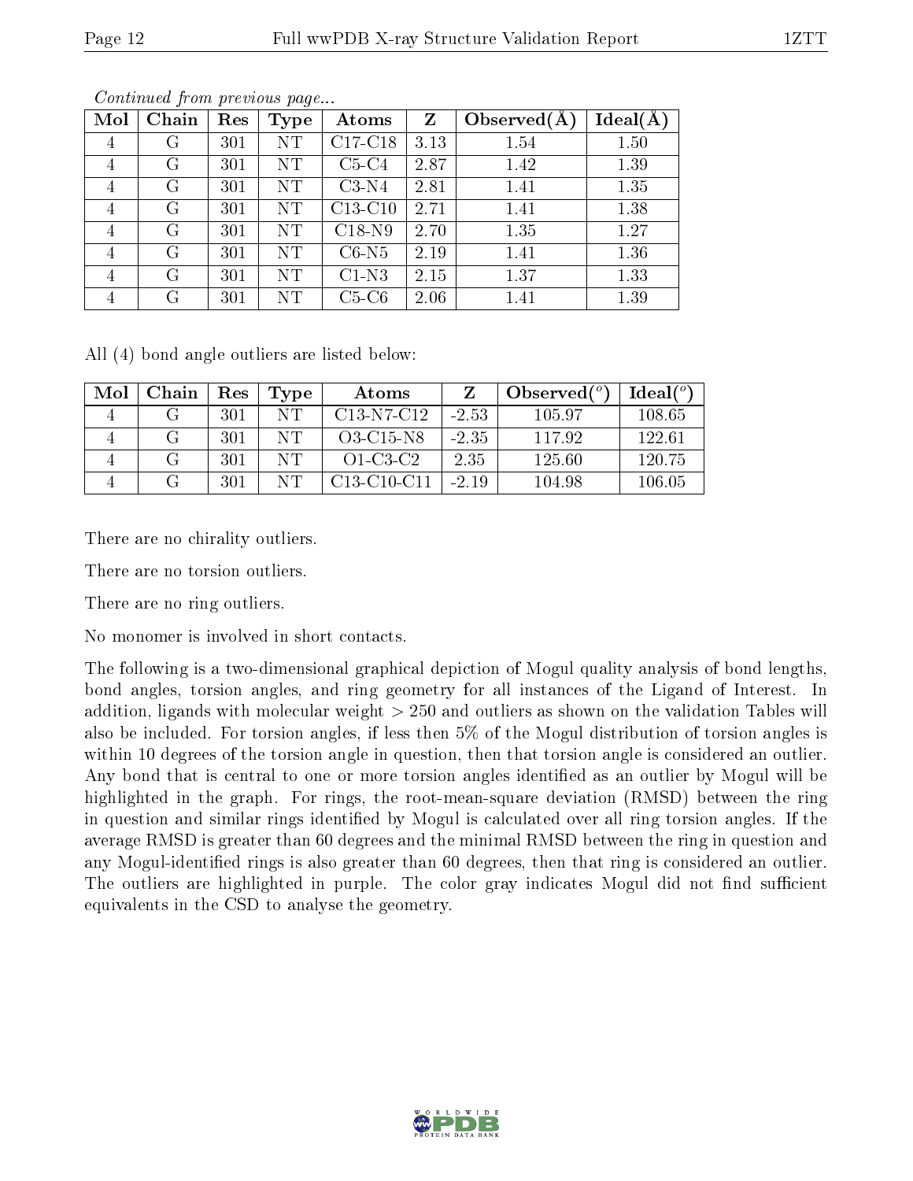*Continued from previous page...*

| Mol | Chain | Res | Type | Atoms | Z | Observed(Å) | Ideal(Å) |
|---|---|---|---|---|---|---|---|
| 4 | G | 301 | NT | C17-C18 | 3.13 | 1.54 | 1.50 |
| 4 | G | 301 | NT | C5-C4 | 2.87 | 1.42 | 1.39 |
| 4 | G | 301 | NT | C3-N4 | 2.81 | 1.41 | 1.35 |
| 4 | G | 301 | NT | C13-C10 | 2.71 | 1.41 | 1.38 |
| 4 | G | 301 | NT | C18-N9 | 2.70 | 1.35 | 1.27 |
| 4 | G | 301 | NT | C6-N5 | 2.19 | 1.41 | 1.36 |
| 4 | G | 301 | NT | C1-N3 | 2.15 | 1.37 | 1.33 |
| 4 | G | 301 | NT | C5-C6 | 2.06 | 1.41 | 1.39 |

All (4) bond angle outliers are listed below:

| Mol | Chain | Res | Type | Atoms | Z | Observed(°) | Ideal(°) |
|---|---|---|---|---|---|---|---|
| 4 | G | 301 | NT | C13-N7-C12 | -2.53 | 105.97 | 108.65 |
| 4 | G | 301 | NT | O3-C15-N8 | -2.35 | 117.92 | 122.61 |
| 4 | G | 301 | NT | O1-C3-C2 | 2.35 | 125.60 | 120.75 |
| 4 | G | 301 | NT | C13-C10-C11 | -2.19 | 104.98 | 106.05 |

There are no chirality outliers.

There are no torsion outliers.

There are no ring outliers.

No monomer is involved in short contacts.

The following is a two-dimensional graphical depiction of Mogul quality analysis of bond lengths, bond angles, torsion angles, and ring geometry for all instances of the Ligand of Interest. In addition, ligands with molecular weight > 250 and outliers as shown on the validation Tables will also be included. For torsion angles, if less then 5% of the Mogul distribution of torsion angles is within 10 degrees of the torsion angle in question, then that torsion angle is considered an outlier. Any bond that is central to one or more torsion angles identified as an outlier by Mogul will be highlighted in the graph. For rings, the root-mean-square deviation (RMSD) between the ring in question and similar rings identified by Mogul is calculated over all ring torsion angles. If the average RMSD is greater than 60 degrees and the minimal RMSD between the ring in question and any Mogul-identified rings is also greater than 60 degrees, then that ring is considered an outlier. The outliers are highlighted in purple. The color gray indicates Mogul did not find sufficient equivalents in the CSD to analyse the geometry.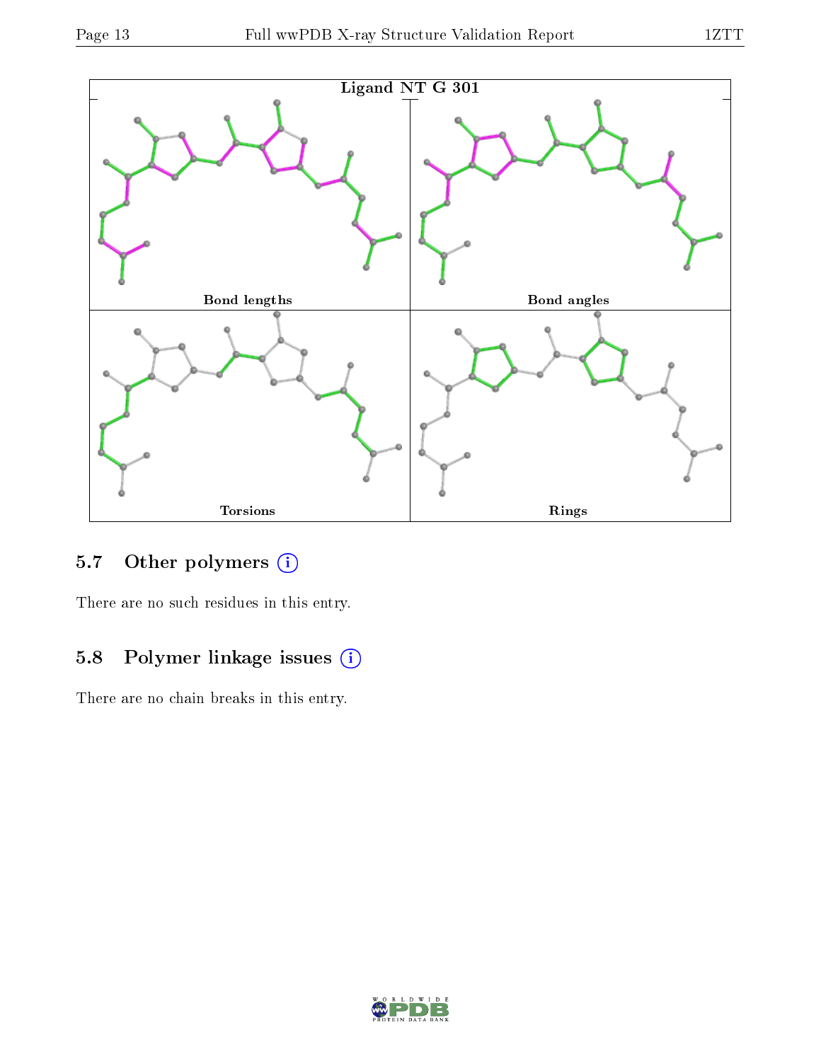Ligand NT G 301

Bond lengths

Bond angles

Torsions

Rings

### 5.7 Other polymers

There are no such residues in this entry.

### 5.8 Polymer linkage issues

There are no chain breaks in this entry.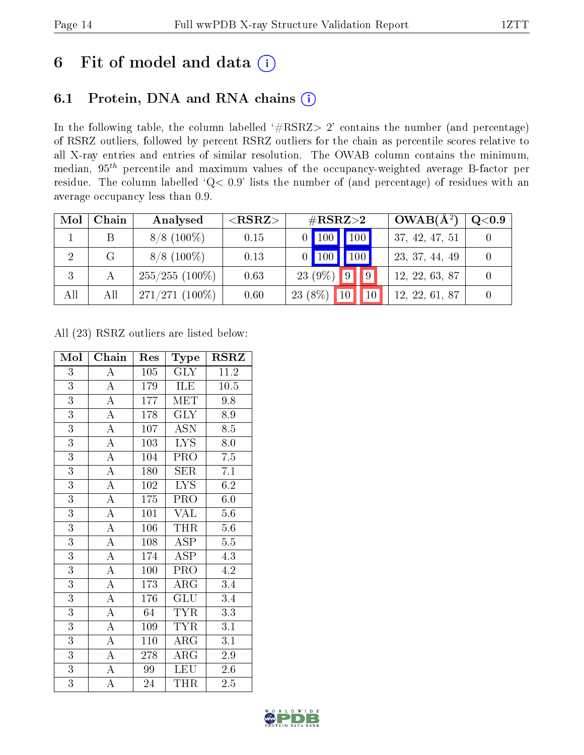# 6 Fit of model and data (i)

## 6.1 Protein, DNA and RNA chains (i)

In the following table, the column labelled '#RSRZ> 2' contains the number (and percentage) of RSRZ outliers, followed by percent RSRZ outliers for the chain as percentile scores relative to all X-ray entries and entries of similar resolution. The OWAB column contains the minimum, median, $95^{th}$ percentile and maximum values of the occupancy-weighted average B-factor per residue. The column labelled 'Q< 0.9' lists the number of (and percentage) of residues with an average occupancy less than 0.9.

| Mol | Chain | Analysed | <RSRZ> | #RSRZ>2 | | | OWAB(Å$^2$) | Q<0.9 |
|---|---|---|---|---|---|---|---|---|
| 1 | B | 8/8 (100%) | 0.15 | 0 | 100 | 100 | 37, 42, 47, 51 | 0 |
| 2 | G | 8/8 (100%) | 0.13 | 0 | 100 | 100 | 23, 37, 44, 49 | 0 |
| 3 | A | 255/255 (100%) | 0.63 | 23 (9%) | 9 | 9 | 12, 22, 63, 87 | 0 |
| All | All | 271/271 (100%) | 0.60 | 23 (8%) | 10 | 10 | 12, 22, 61, 87 | 0 |

All (23) RSRZ outliers are listed below:

| Mol | Chain | Res | Type | RSRZ |
|---|---|---|---|---|
| 3 | A | 105 | GLY | 11.2 |
| 3 | A | 179 | ILE | 10.5 |
| 3 | A | 177 | MET | 9.8 |
| 3 | A | 178 | GLY | 8.9 |
| 3 | A | 107 | ASN | 8.5 |
| 3 | A | 103 | LYS | 8.0 |
| 3 | A | 104 | PRO | 7.5 |
| 3 | A | 180 | SER | 7.1 |
| 3 | A | 102 | LYS | 6.2 |
| 3 | A | 175 | PRO | 6.0 |
| 3 | A | 101 | VAL | 5.6 |
| 3 | A | 106 | THR | 5.6 |
| 3 | A | 108 | ASP | 5.5 |
| 3 | A | 174 | ASP | 4.3 |
| 3 | A | 100 | PRO | 4.2 |
| 3 | A | 173 | ARG | 3.4 |
| 3 | A | 176 | GLU | 3.4 |
| 3 | A | 64 | TYR | 3.3 |
| 3 | A | 109 | TYR | 3.1 |
| 3 | A | 110 | ARG | 3.1 |
| 3 | A | 278 | ARG | 2.9 |
| 3 | A | 99 | LEU | 2.6 |
| 3 | A | 24 | THR | 2.5 |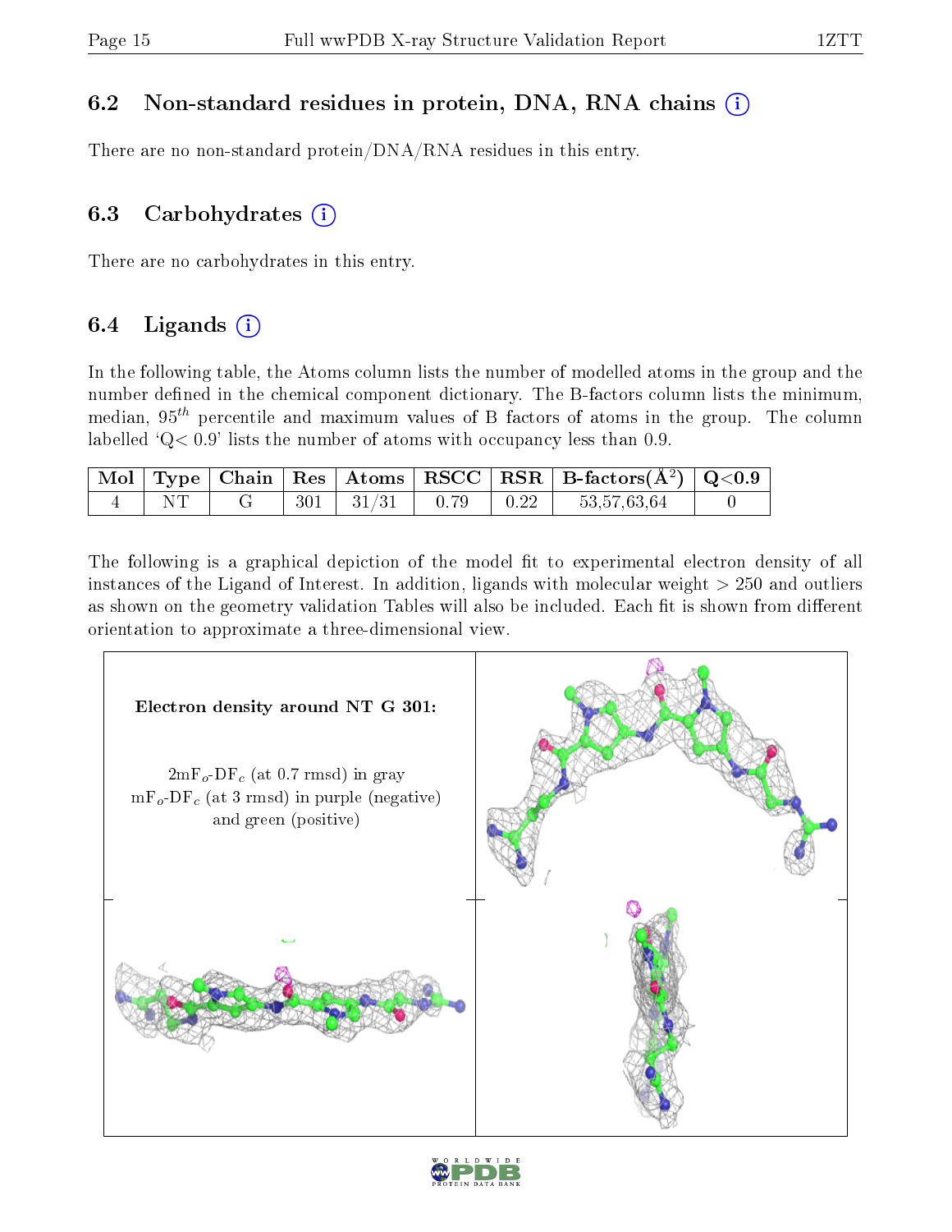## 6.2 Non-standard residues in protein, DNA, RNA chains ⓘ

There are no non-standard protein/DNA/RNA residues in this entry.

## 6.3 Carbohydrates ⓘ

There are no carbohydrates in this entry.

## 6.4 Ligands ⓘ

In the following table, the Atoms column lists the number of modelled atoms in the group and the number defined in the chemical component dictionary. The B-factors column lists the minimum, median, $95^{th}$ percentile and maximum values of B factors of atoms in the group. The column labelled 'Q< 0.9' lists the number of atoms with occupancy less than 0.9.

| Mol | Type | Chain | Res | Atoms | RSCC | RSR | B-factors($Å^2$) | Q<0.9 |
|---|---|---|---|---|---|---|---|---|
| 4 | NT | G | 301 | 31/31 | 0.79 | 0.22 | 53,57,63,64 | 0 |

The following is a graphical depiction of the model fit to experimental electron density of all instances of the Ligand of Interest. In addition, ligands with molecular weight > 250 and outliers as shown on the geometry validation Tables will also be included. Each fit is shown from different orientation to approximate a three-dimensional view.

**Electron density around NT G 301:**

$2mF_o$-$DF_c$ (at 0.7 rmsd) in gray
$mF_o$-$DF_c$ (at 3 rmsd) in purple (negative) and green (positive)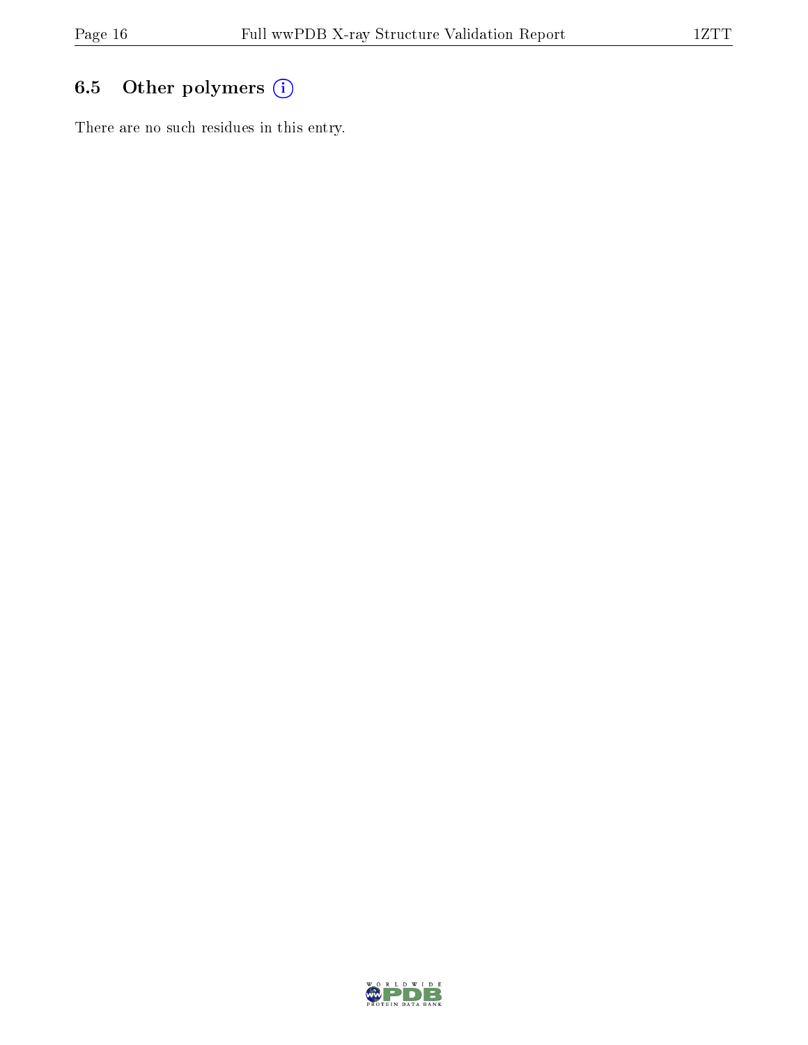### 6.5 Other polymers

There are no such residues in this entry.